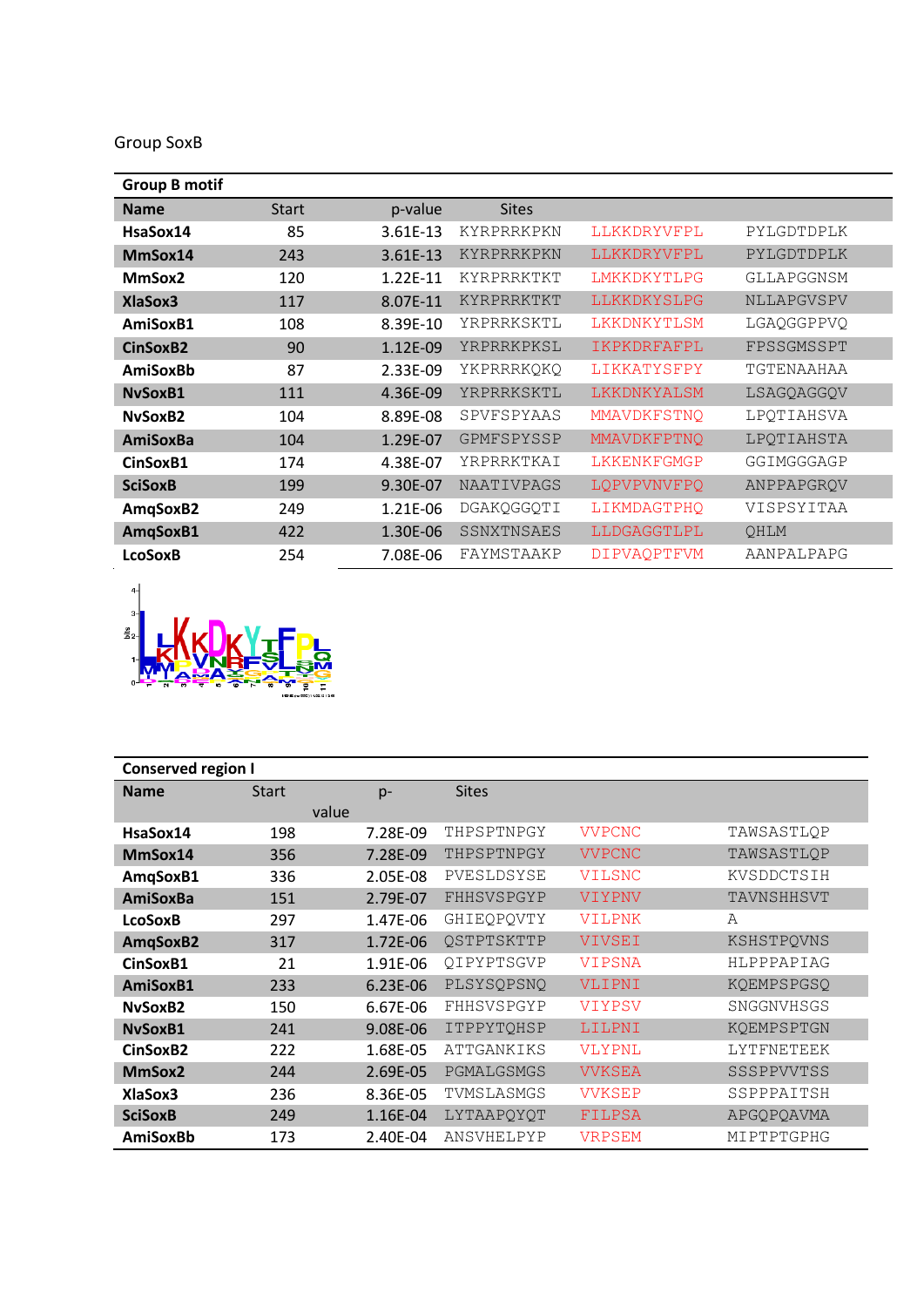Group SoxB

| Group B motif | | | | | |
|---|---|---|---|---|---|
| **Name** | **Start** | **p-value** | **Sites** | | |
| **HsaSox14** | 85 | 3.61E-13 | KYRPRRKPKN | LLKKDRYVFPL | PYLGDTDPLK |
| **MmSox14** | 243 | 3.61E-13 | KYRPRRKPKN | LLKKDRYVFPL | PYLGDTDPLK |
| **MmSox2** | 120 | 1.22E-11 | KYRPRRKTKT | LMKKDKYTLPG | GLLAPGGNSM |
| **XlaSox3** | 117 | 8.07E-11 | KYRPRRKTKT | LLKKDKYSLPG | NLLAPGVSPV |
| **AmiSoxB1** | 108 | 8.39E-10 | YRPRRKSKTL | LKKDNKYTLSM | LGAQGGPPVQ |
| **CinSoxB2** | 90 | 1.12E-09 | YRPRRKPKSL | IKPKDRFAFPL | FPSSGMSSPT |
| **AmiSoxBb** | 87 | 2.33E-09 | YKPRRRKQKQ | LIKKATYSFPY | TGTENAAHAA |
| **NvSoxB1** | 111 | 4.36E-09 | YRPRRKSKTL | LKKDNKYALSM | LSAGQAGGQV |
| **NvSoxB2** | 104 | 8.89E-08 | SPVFSPYAAS | MMAVDKFSTNQ | LPQTIAHSVA |
| **AmiSoxBa** | 104 | 1.29E-07 | GPMFSPYSSP | MMAVDKFPTNQ | LPQTIAHSTA |
| **CinSoxB1** | 174 | 4.38E-07 | YRPRRKTKAI | LKKENKFGMGP | GGIMGGGAGP |
| **SciSoxB** | 199 | 9.30E-07 | NAATIVPAGS | LQPVPVNVFPQ | ANPPAPGRQV |
| **AmqSoxB2** | 249 | 1.21E-06 | DGAKQGGQTI | LIKMDAGTPHQ | VISPSYITAA |
| **AmqSoxB1** | 422 | 1.30E-06 | SSNXTNSAES | LLDGAGGTLPL | QHLM |
| **LcoSoxB** | 254 | 7.08E-06 | FAYMSTAAKP | DIPVAQPTFVM | AANPALPAPG |

| Conserved region I | | | | | |
|---|---|---|---|---|---|
| **Name** | **Start** | **p-value** | **Sites** | | |
| **HsaSox14** | 198 | 7.28E-09 | THPSPTNPGY | VVPCNC | TAWSASTLQP |
| **MmSox14** | 356 | 7.28E-09 | THPSPTNPGY | VVPCNC | TAWSASTLQP |
| **AmqSoxB1** | 336 | 2.05E-08 | PVESLDSYSE | VILSNC | KVSDDCTSIH |
| **AmiSoxBa** | 151 | 2.79E-07 | FHHSVSPGYP | VIYPNV | TAVNSHHSVT |
| **LcoSoxB** | 297 | 1.47E-06 | GHIEQPQVTY | VILPNK | A |
| **AmqSoxB2** | 317 | 1.72E-06 | QSTPTSKTTP | VIVSEI | KSHSTPQVNS |
| **CinSoxB1** | 21 | 1.91E-06 | QIPYPTSGVP | VIPSNA | HLPPPAPIAG |
| **AmiSoxB1** | 233 | 6.23E-06 | PLSYSQPSNQ | VLIPNI | KQEMPSPGSQ |
| **NvSoxB2** | 150 | 6.67E-06 | FHHSVSPGYP | VIYPSV | SNGGNVHSGS |
| **NvSoxB1** | 241 | 9.08E-06 | ITPPYTQHSP | LILPNI | KQEMPSPTGN |
| **CinSoxB2** | 222 | 1.68E-05 | ATTGANKIKS | VLYPNL | LYTFNETEEK |
| **MmSox2** | 244 | 2.69E-05 | PGMALGSMGS | VVKSEA | SSSPPVVTSS |
| **XlaSox3** | 236 | 8.36E-05 | TVMSLASMGS | VVKSEP | SSPPPAITSH |
| **SciSoxB** | 249 | 1.16E-04 | LYTAAPQYQT | FILPSA | APGQPQAVMA |
| **AmiSoxBb** | 173 | 2.40E-04 | ANSVHELPYP | VRPSEM | MIPTPTGPHG |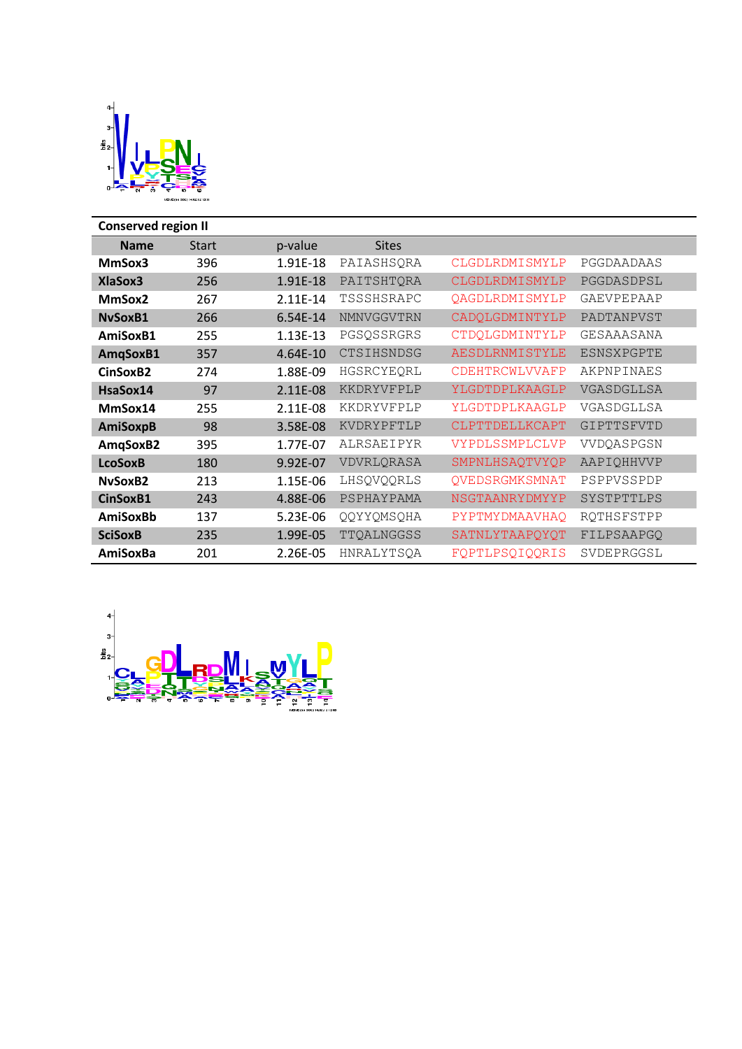| Conserved region II | | | | | |
|---|---|---|---|---|---|
| **Name** | **Start** | **p-value** | **Sites** | | |
| **MmSox3** | 396 | 1.91E-18 | PAIASHSQRA | CLGDLRDMISMYLP | PGGDAADAAS |
| **XlaSox3** | 256 | 1.91E-18 | PAITSHTQRA | CLGDLRDMISMYLP | PGGDASDPSL |
| **MmSox2** | 267 | 2.11E-14 | TSSSHSRAPC | QAGDLRDMISMYLP | GAEVPEPAAP |
| **NvSoxB1** | 266 | 6.54E-14 | NMNVGGVTRN | CADQLGDMINTYLP | PADTANPVST |
| **AmiSoxB1** | 255 | 1.13E-13 | PGSQSSRGRS | CTDQLGDMINTYLP | GESAAAASANA |
| **AmqSoxB1** | 357 | 4.64E-10 | CTSIHSNDSG | AESDLRNMISTYLE | ESNSXPGPTE |
| **CinSoxB2** | 274 | 1.88E-09 | HGSRCYEQRL | CDEHTRCWLVVAFP | AKPNPINAES |
| **HsaSox14** | 97 | 2.11E-08 | KKDRYVFPLP | YLGDTDPLKAAGLP | VGASDGLLSA |
| **MmSox14** | 255 | 2.11E-08 | KKDRYVFPLP | YLGDTDPLKAAGLP | VGASDGLLSA |
| **AmiSoxpB** | 98 | 3.58E-08 | KVDRYPFTLP | CLPTTDELLKCAPT | GIPTTSFVTD |
| **AmqSoxB2** | 395 | 1.77E-07 | ALRSAEIPYR | VYPDLSSMPLCLVP | VVDQASPGSN |
| **LcoSoxB** | 180 | 9.92E-07 | VDVRLQRASA | SMPNLHSAQTVYQP | AAPIQHHVVP |
| **NvSoxB2** | 213 | 1.15E-06 | LHSQVQQRLS | QVEDSRGMKSMNAT | PSPPVSSPDP |
| **CinSoxB1** | 243 | 4.88E-06 | PSPHAYPAMA | NSGTAANRYDMYYP | SYSTPTTLPS |
| **AmiSoxBb** | 137 | 5.23E-06 | QQYYQMSQHA | PYPTMYDMAAVHAQ | RQTHSFSTPP |
| **SciSoxB** | 235 | 1.99E-05 | TTQALNGGSS | SATNLYTAAPQYQT | FILPSAAPGQ |
| **AmiSoxBa** | 201 | 2.26E-05 | HNRALYTSQA | FQPTLPSQIQQRIS | SVDEPRGGSL |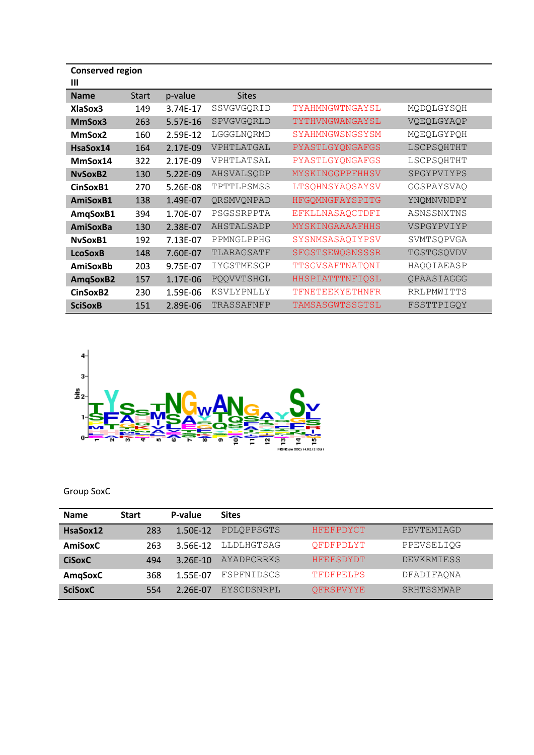**Conserved region III**

| Name | Start | p-value | Sites | | |
|---|---|---|---|---|---|
| XlaSox3 | 149 | 3.74E-17 | SSVGVGQRID | TYAHMNGWTNGAYSL | MQDQLGYSQH |
| MmSox3 | 263 | 5.57E-16 | SPVGVGQRLD | TYTHVNGWANGAYSL | VQEQLGYAQP |
| MmSox2 | 160 | 2.59E-12 | LGGGLNQRMD | SYAHMNGWSNGSYSM | MQEQLGYPQH |
| HsaSox14 | 164 | 2.17E-09 | VPHTLATGAL | PYASTLGYQNGAFGS | LSCPSQHTHT |
| MmSox14 | 322 | 2.17E-09 | VPHTLATSAL | PYASTLGYQNGAFGS | LSCPSQHTHT |
| NvSoxB2 | 130 | 5.22E-09 | AHSVALSQDP | MYSKINGGPPFHHSV | SPGYPVIYPS |
| CinSoxB1 | 270 | 5.26E-08 | TPTTLPSMSS | LTSQHNSYAQSAYSV | GGSPAYSVAQ |
| AmiSoxB1 | 138 | 1.49E-07 | QRSMVQNPAD | HFGQMNGFAYSPITG | YNQMNVNDPY |
| AmqSoxB1 | 394 | 1.70E-07 | PSGSSRPPTA | EFKLLNASAQCTDFI | ASNSSNXTNS |
| AmiSoxBa | 130 | 2.38E-07 | AHSTALSADP | MYSKINGAAAAFHHS | VSPGYPVIYP |
| NvSoxB1 | 192 | 7.13E-07 | PPMNGLPPHG | SYSNMSASAQIYPSV | SVMTSQPVGA |
| LcoSoxB | 148 | 7.60E-07 | TLARAGSATF | SFGSTSEWQSNSSSR | TGSTGSQVDV |
| AmiSoxBb | 203 | 9.75E-07 | IYGSTMESGP | TTSGVSAFTNATQNI | HAQQIAEASP |
| AmqSoxB2 | 157 | 1.17E-06 | PQQVVTSHGL | HHSPIATTTNFIQSL | QPAASIAGGG |
| CinSoxB2 | 230 | 1.59E-06 | KSVLYPNLLY | TFNETEEKYETHNFR | RRLPMWITTS |
| SciSoxB | 151 | 2.89E-06 | TRASSAFNFP | TAMSASGWTSSGTSL | FSSTTPIGQY |

Group SoxC

| Name | Start | P-value | Sites | | |
|---|---|---|---|---|---|
| HsaSox12 | 283 | 1.50E-12 | PDLQPPSGTS | HFEFPDYCT | PEVTEMIAGD |
| AmiSoxC | 263 | 3.56E-12 | LLDLHGTSAG | QFDFPDLYT | PPEVSELIQG |
| CiSoxC | 494 | 3.26E-10 | AYADPCRRKS | HFEFSDYDT | DEVKRMIESS |
| AmqSoxC | 368 | 1.55E-07 | FSPFNIDSCS | TFDFPELPS | DFADIFAQNA |
| SciSoxC | 554 | 2.26E-07 | EYSCDSNRPL | QFRSPVYYE | SRHTSSMWAP |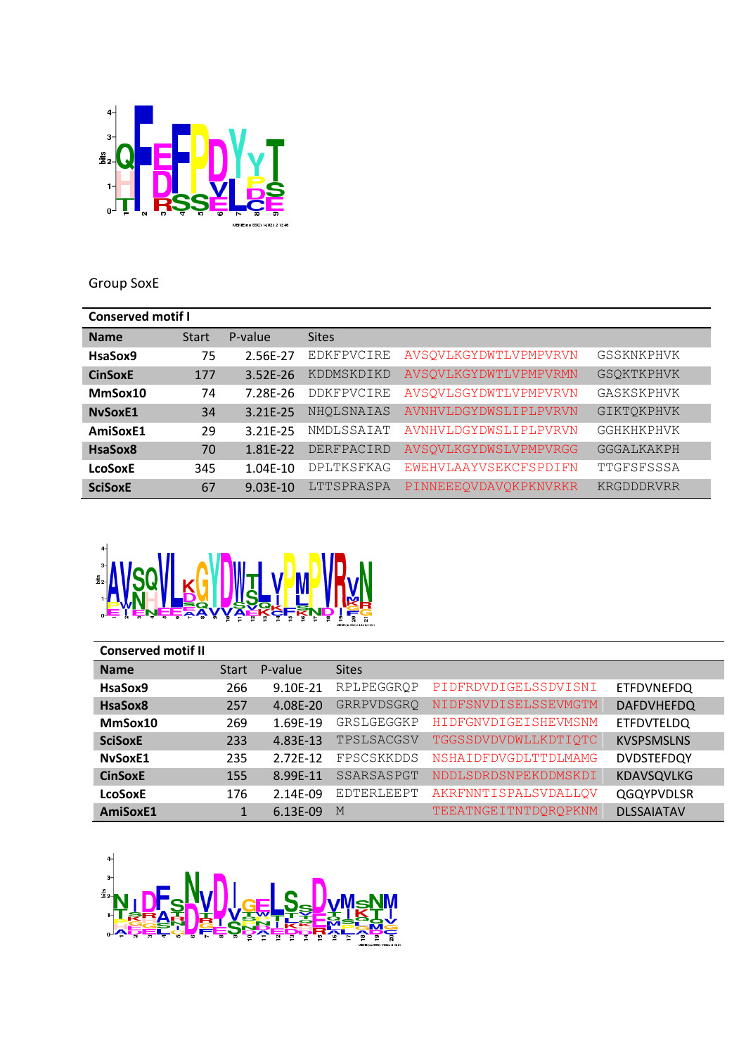Group SoxE

**Conserved motif I**

| Name | Start | P-value | Sites | | |
|---|---|---|---|---|---|
| HsaSox9 | 75 | 2.56E-27 | EDKFPVCIRE | AVSQVLKGYDWTLVPMPVRVN | GSSKNKPHVK |
| CinSoxE | 177 | 3.52E-26 | KDDMSKDIKD | AVSQVLKGYDWTLVPMPVRMN | GSQKTKPHVK |
| MmSox10 | 74 | 7.28E-26 | DDKFPVCIRE | AVSQVLSGYDWTLVPMPVRVN | GASKSKPHVK |
| NvSoxE1 | 34 | 3.21E-25 | NHQLSNAIAS | AVNHVLDGYDWSLIPLPVRVN | GIKTQKPHVK |
| AmiSoxE1 | 29 | 3.21E-25 | NMDLSSAIAT | AVNHVLDGYDWSLIPLPVRVN | GGHKHKPHVK |
| HsaSox8 | 70 | 1.81E-22 | DERFPACIRD | AVSQVLKGYDWSLVPMPVRGG | GGGALKAKPH |
| LcoSoxE | 345 | 1.04E-10 | DPLTKSFKAG | EWEHVLAAYVSEKCFSPDIFN | TTGFSFSSSA |
| SciSoxE | 67 | 9.03E-10 | LTTSPRASPA | PINNEEEQVDAVQKPKNVRKR | KRGDDDRVRR |

**Conserved motif II**

| Name | Start | P-value | Sites | | |
|---|---|---|---|---|---|
| HsaSox9 | 266 | 9.10E-21 | RPLPEGGRQP | PIDFRDVDIGELSSDVISNI | ETFDVNEFDQ |
| HsaSox8 | 257 | 4.08E-20 | GRRPVDSGRQ | NIDFSNVDISELSSEVMGTM | DAFDVHEFDQ |
| MmSox10 | 269 | 1.69E-19 | GRSLGEGGKP | HIDFGNVDIGEISHEVMSNM | ETFDVTELDQ |
| SciSoxE | 233 | 4.83E-13 | TPSLSACGSV | TGGSSDVDVDWLLKDTIQTC | KVSPSMSLNS |
| NvSoxE1 | 235 | 2.72E-12 | FPSCSKKDDS | NSHAIDFDVGDLTTDLMAMG | DVDSTEFDQY |
| CinSoxE | 155 | 8.99E-11 | SSARSASPGT | NDDLSDRDSNPEKDDMSKDI | KDAVSQVLKG |
| LcoSoxE | 176 | 2.14E-09 | EDTERLEEPT | AKRFNNTISPALSVDALLQV | QGQYPVDLSR |
| AmiSoxE1 | 1 | 6.13E-09 | M | TEEATNGEITNTDQRQPKNM | DLSSAIATAV |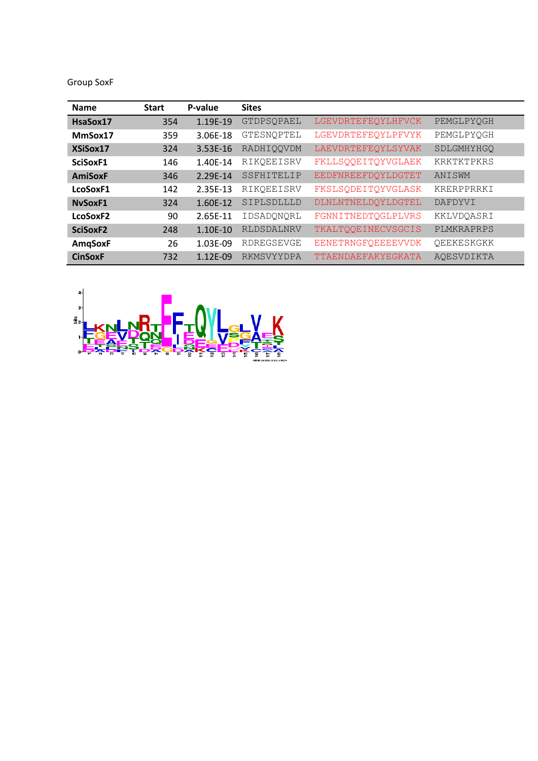Group SoxF

| Name | Start | P-value | Sites | | |
|---|---|---|---|---|---|
| HsaSox17 | 354 | 1.19E-19 | GTDPSQPAEL | LGEVDRTEFEQYLHFVCK | PEMGLPYQGH |
| MmSox17 | 359 | 3.06E-18 | GTESNQPTEL | LGEVDRTEFEQYLPFVYK | PEMGLPYQGH |
| XSiSox17 | 324 | 3.53E-16 | RADHIQQVDM | LAEVDRTEFEQYLSYVAK | SDLGMHYHGQ |
| SciSoxF1 | 146 | 1.40E-14 | RIKQEEISRV | FKLLSQQEITQYVGLAEK | KRKTKTPKRS |
| AmiSoxF | 346 | 2.29E-14 | SSFHITELIP | EEDFNREEFDQYLDGTET | ANISWM |
| LcoSoxF1 | 142 | 2.35E-13 | RIKQEEISRV | FKSLSQDEITQYVGLASK | KRERPPRRKI |
| NvSoxF1 | 324 | 1.60E-12 | SIPLSDLLLD | DLNLNTNELDQYLDGTEL | DAFDYVI |
| LcoSoxF2 | 90 | 2.65E-11 | IDSADQNQRL | FGNNITNEDTQGLPLVRS | KKLVDQASRI |
| SciSoxF2 | 248 | 1.10E-10 | RLDSDALNRV | TKALTQQEINECVSGCIS | PLMKRAPRPS |
| AmqSoxF | 26 | 1.03E-09 | RDREGSEVGE | EENETRNGFQEEEEVVDK | QEEKESKGKK |
| CinSoxF | 732 | 1.12E-09 | RKMSVYYDPA | TTAENDAEFAKYEGKATA | AQESVDIKTA |